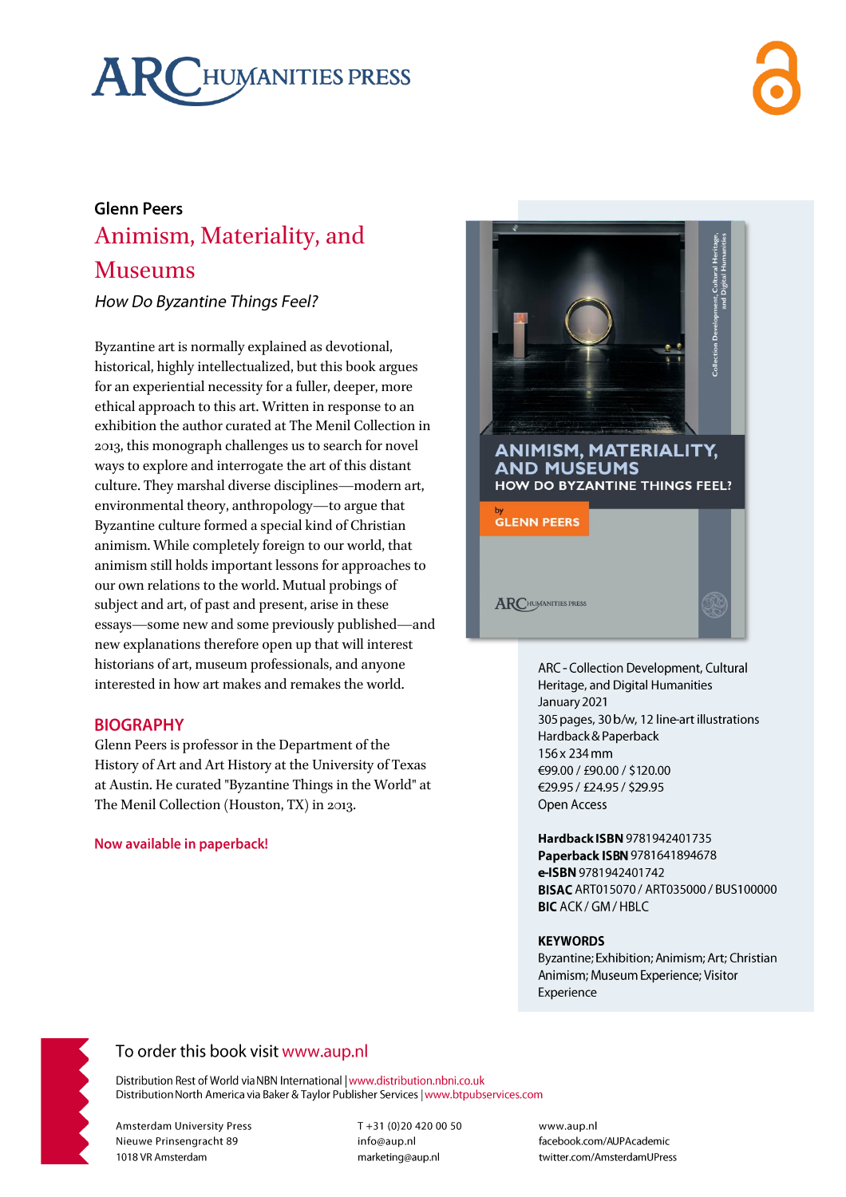ARC HUMANITIES PRESS

**Glenn Peers**

# Animism, Materiality, and Museums

*How Do Byzantine Things Feel?*

Byzantine art is normally explained as devotional, historical, highly intellectualized, but this book argues for an experiential necessity for a fuller, deeper, more ethical approach to this art. Written in response to an exhibition the author curated at The Menil Collection in 2013, this monograph challenges us to search for novel ways to explore and interrogate the art of this distant culture. They marshal diverse disciplines—modern art, environmental theory, anthropology—to argue that Byzantine culture formed a special kind of Christian animism. While completely foreign to our world, that animism still holds important lessons for approaches to our own relations to the world. Mutual probings of subject and art, of past and present, arise in these essays—some new and some previously published—and new explanations therefore open up that will interest historians of art, museum professionals, and anyone interested in how art makes and remakes the world.

## BIOGRAPHY

Glenn Peers is professor in the Department of the History of Art and Art History at the University of Texas at Austin. He curated "Byzantine Things in the World" at The Menil Collection (Houston, TX) in 2013.

**Now available in paperback!**

ARC - Collection Development, Cultural Heritage, and Digital Humanities
January 2021
305 pages, 30 b/w, 12 line-art illustrations
Hardback & Paperback
156 x 234 mm
€99.00 / £90.00 / $120.00
€29.95 / £24.95 / $29.95
Open Access

**Hardback ISBN** 9781942401735
**Paperback ISBN** 9781641894678
**e-ISBN** 9781942401742
**BISAC** ART015070 / ART035000 / BUS100000
**BIC** ACK / GM / HBLC

**KEYWORDS**
Byzantine; Exhibition; Animism; Art; Christian Animism; Museum Experience; Visitor Experience

To order this book visit www.aup.nl

Distribution Rest of World via NBN International | www.distribution.nbni.co.uk
Distribution North America via Baker & Taylor Publisher Services | www.btpubservices.com

Amsterdam University Press
Nieuwe Prinsengracht 89
1018 VR Amsterdam

T +31 (0)20 420 00 50
info@aup.nl
marketing@aup.nl

www.aup.nl
facebook.com/AUPAcademic
twitter.com/AmsterdamUPress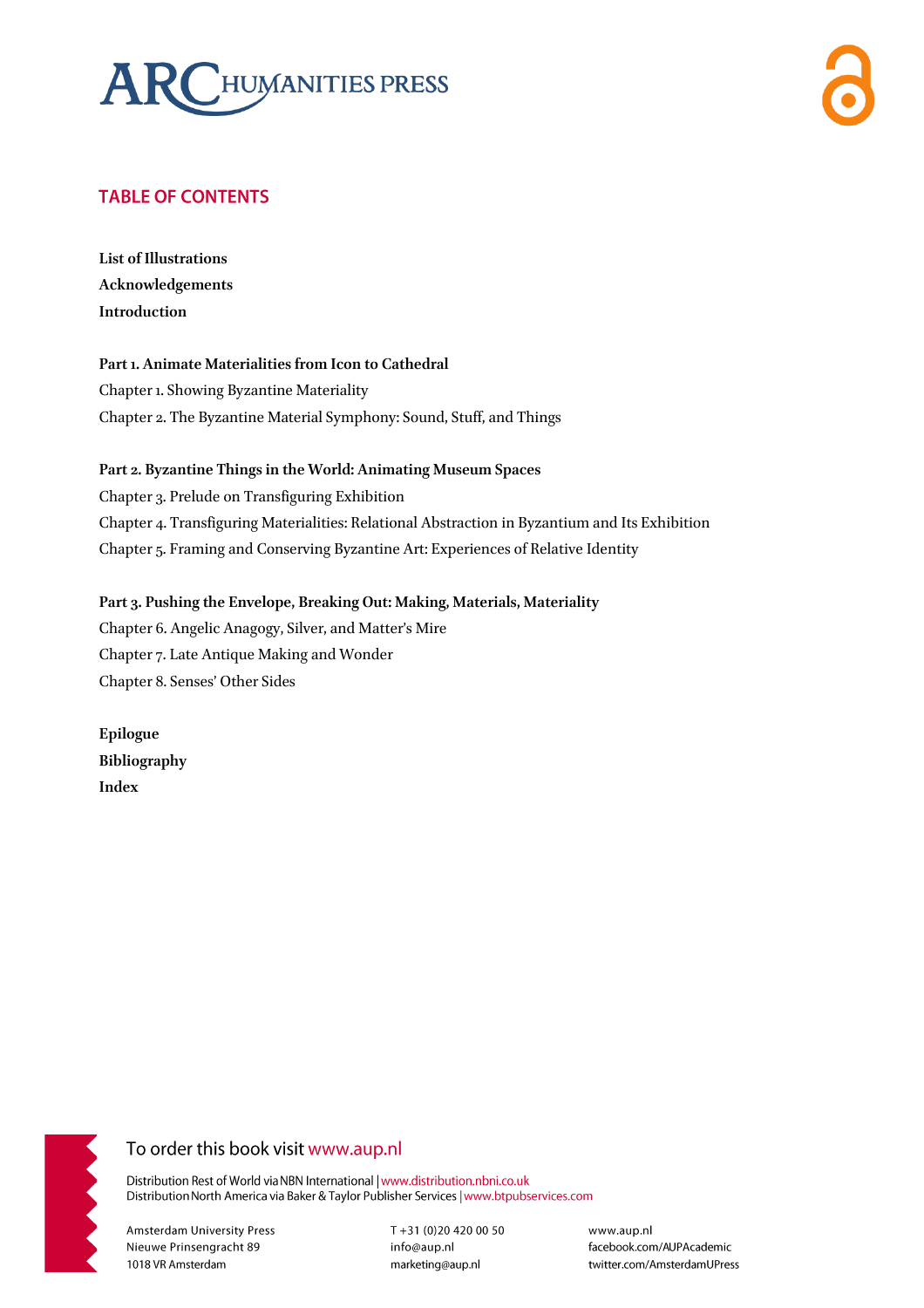ARC HUMANITIES PRESS

## TABLE OF CONTENTS

**List of Illustrations**
**Acknowledgements**
**Introduction**

**Part 1. Animate Materialities from Icon to Cathedral**
Chapter 1. Showing Byzantine Materiality
Chapter 2. The Byzantine Material Symphony: Sound, Stuff, and Things

**Part 2. Byzantine Things in the World: Animating Museum Spaces**
Chapter 3. Prelude on Transfiguring Exhibition
Chapter 4. Transfiguring Materialities: Relational Abstraction in Byzantium and Its Exhibition
Chapter 5. Framing and Conserving Byzantine Art: Experiences of Relative Identity

**Part 3. Pushing the Envelope, Breaking Out: Making, Materials, Materiality**
Chapter 6. Angelic Anagogy, Silver, and Matter's Mire
Chapter 7. Late Antique Making and Wonder
Chapter 8. Senses' Other Sides

**Epilogue**
**Bibliography**
**Index**

To order this book visit www.aup.nl

Distribution Rest of World via NBN International | www.distribution.nbni.co.uk
Distribution North America via Baker & Taylor Publisher Services | www.btpubservices.com

Amsterdam University Press
Nieuwe Prinsengracht 89
1018 VR Amsterdam

T +31 (0)20 420 00 50
info@aup.nl
marketing@aup.nl

www.aup.nl
facebook.com/AUPAcademic
twitter.com/AmsterdamUPress